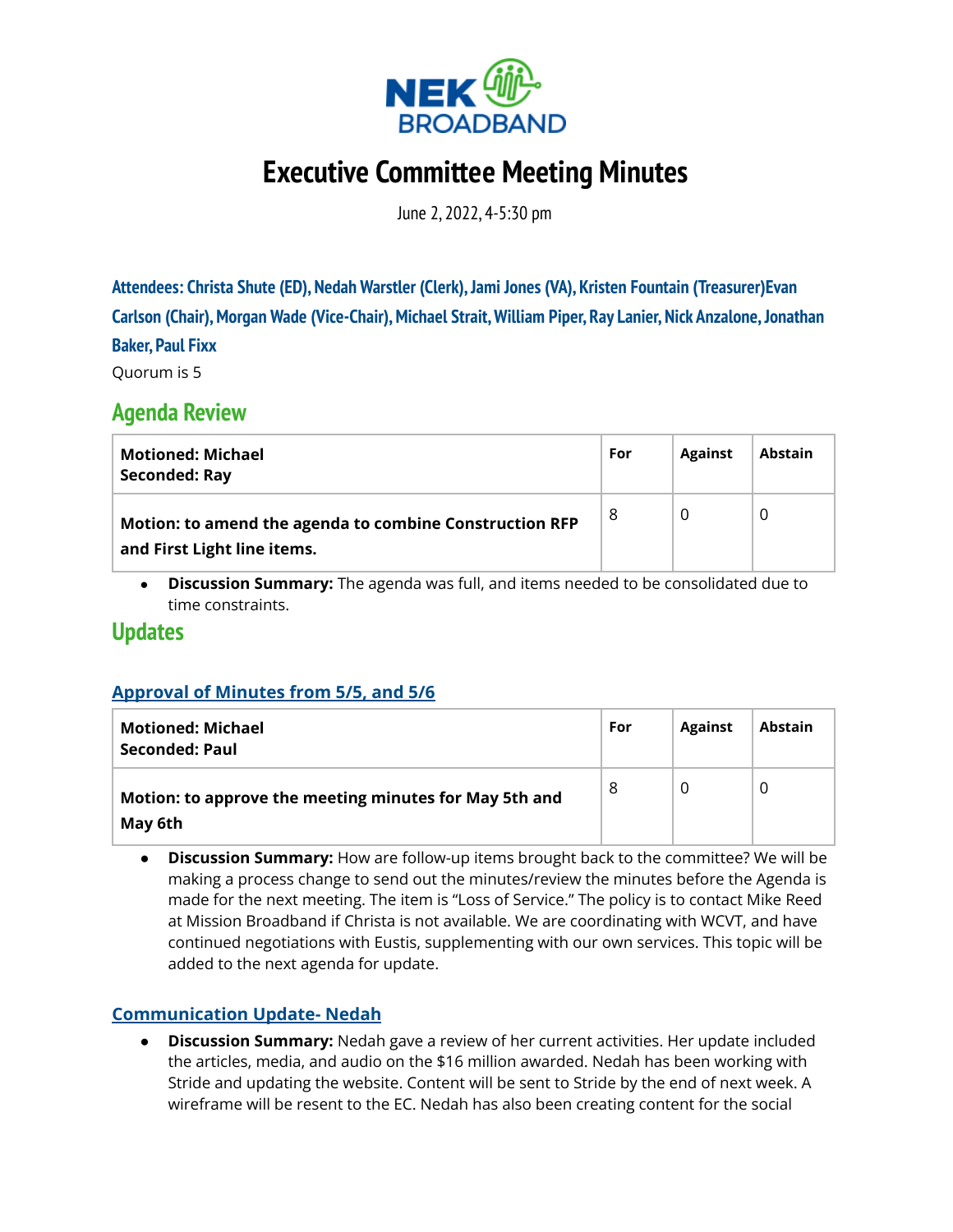# Executive Committee Meeting Minutes

June 2, 2022, 4-5:30 pm

**Attendees: Christa Shute (ED), Nedah Warstler (Clerk), Jami Jones (VA), Kristen Fountain (Treasurer)Evan Carlson (Chair), Morgan Wade (Vice-Chair), Michael Strait, William Piper, Ray Lanier, Nick Anzalone, Jonathan Baker, Paul Fixx**

Quorum is 5

## Agenda Review

| **Motioned: Michael**<br>**Seconded: Ray** | **For** | **Against** | **Abstain** |
|---|---|---|---|
| **Motion: to amend the agenda to combine Construction RFP and First Light line items.** | 8 | 0 | 0 |

- **Discussion Summary:** The agenda was full, and items needed to be consolidated due to time constraints.

## Updates

### Approval of Minutes from 5/5, and 5/6

| **Motioned: Michael**<br>**Seconded: Paul** | **For** | **Against** | **Abstain** |
|---|---|---|---|
| **Motion: to approve the meeting minutes for May 5th and May 6th** | 8 | 0 | 0 |

- **Discussion Summary:** How are follow-up items brought back to the committee? We will be making a process change to send out the minutes/review the minutes before the Agenda is made for the next meeting. The item is "Loss of Service." The policy is to contact Mike Reed at Mission Broadband if Christa is not available. We are coordinating with WCVT, and have continued negotiations with Eustis, supplementing with our own services. This topic will be added to the next agenda for update.

### Communication Update- Nedah

- **Discussion Summary:** Nedah gave a review of her current activities. Her update included the articles, media, and audio on the $16 million awarded. Nedah has been working with Stride and updating the website. Content will be sent to Stride by the end of next week. A wireframe will be resent to the EC. Nedah has also been creating content for the social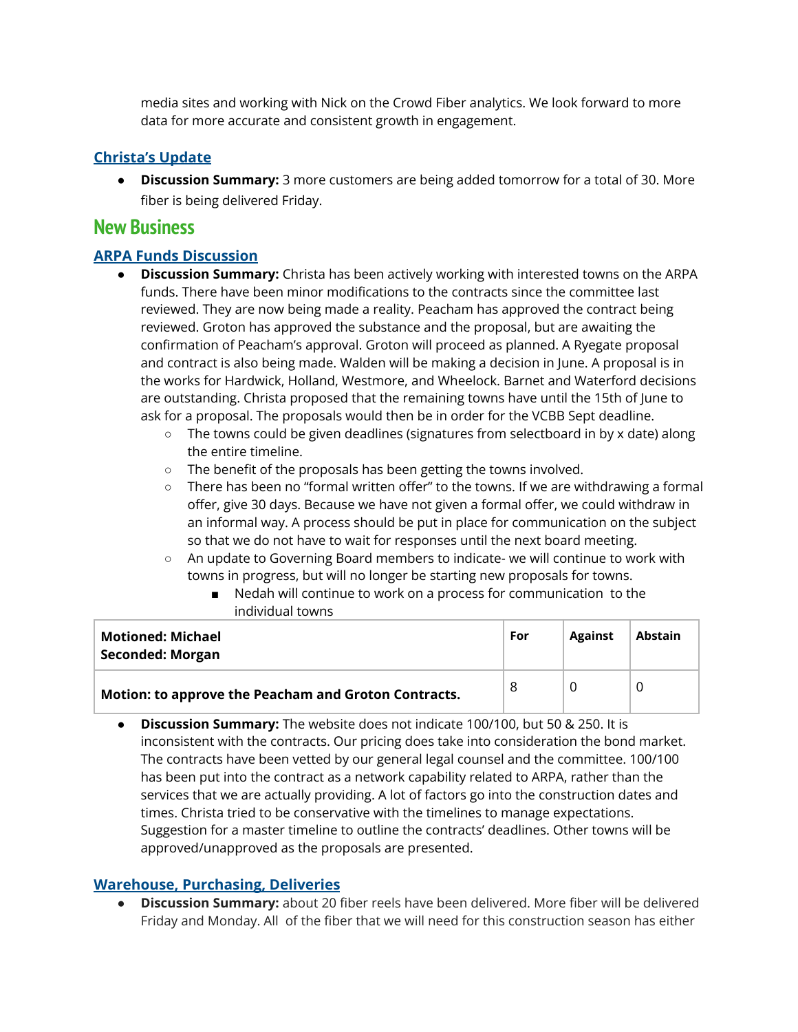media sites and working with Nick on the Crowd Fiber analytics. We look forward to more data for more accurate and consistent growth in engagement.

### Christa's Update

- **Discussion Summary:** 3 more customers are being added tomorrow for a total of 30. More fiber is being delivered Friday.

## New Business

### ARPA Funds Discussion

- **Discussion Summary:** Christa has been actively working with interested towns on the ARPA funds. There have been minor modifications to the contracts since the committee last reviewed. They are now being made a reality. Peacham has approved the contract being reviewed. Groton has approved the substance and the proposal, but are awaiting the confirmation of Peacham's approval. Groton will proceed as planned. A Ryegate proposal and contract is also being made. Walden will be making a decision in June. A proposal is in the works for Hardwick, Holland, Westmore, and Wheelock. Barnet and Waterford decisions are outstanding. Christa proposed that the remaining towns have until the 15th of June to ask for a proposal. The proposals would then be in order for the VCBB Sept deadline.
  - The towns could be given deadlines (signatures from selectboard in by x date) along the entire timeline.
  - The benefit of the proposals has been getting the towns involved.
  - There has been no "formal written offer" to the towns. If we are withdrawing a formal offer, give 30 days. Because we have not given a formal offer, we could withdraw in an informal way. A process should be put in place for communication on the subject so that we do not have to wait for responses until the next board meeting.
  - An update to Governing Board members to indicate- we will continue to work with towns in progress, but will no longer be starting new proposals for towns.
    - Nedah will continue to work on a process for communication to the individual towns

| Motioned: Michael<br>Seconded: Morgan | For | Against | Abstain |
|---|---|---|---|
| **Motion: to approve the Peacham and Groton Contracts.** | 8 | 0 | 0 |

- **Discussion Summary:** The website does not indicate 100/100, but 50 & 250. It is inconsistent with the contracts. Our pricing does take into consideration the bond market. The contracts have been vetted by our general legal counsel and the committee. 100/100 has been put into the contract as a network capability related to ARPA, rather than the services that we are actually providing. A lot of factors go into the construction dates and times. Christa tried to be conservative with the timelines to manage expectations. Suggestion for a master timeline to outline the contracts' deadlines. Other towns will be approved/unapproved as the proposals are presented.

### Warehouse, Purchasing, Deliveries

- **Discussion Summary:** about 20 fiber reels have been delivered. More fiber will be delivered Friday and Monday. All of the fiber that we will need for this construction season has either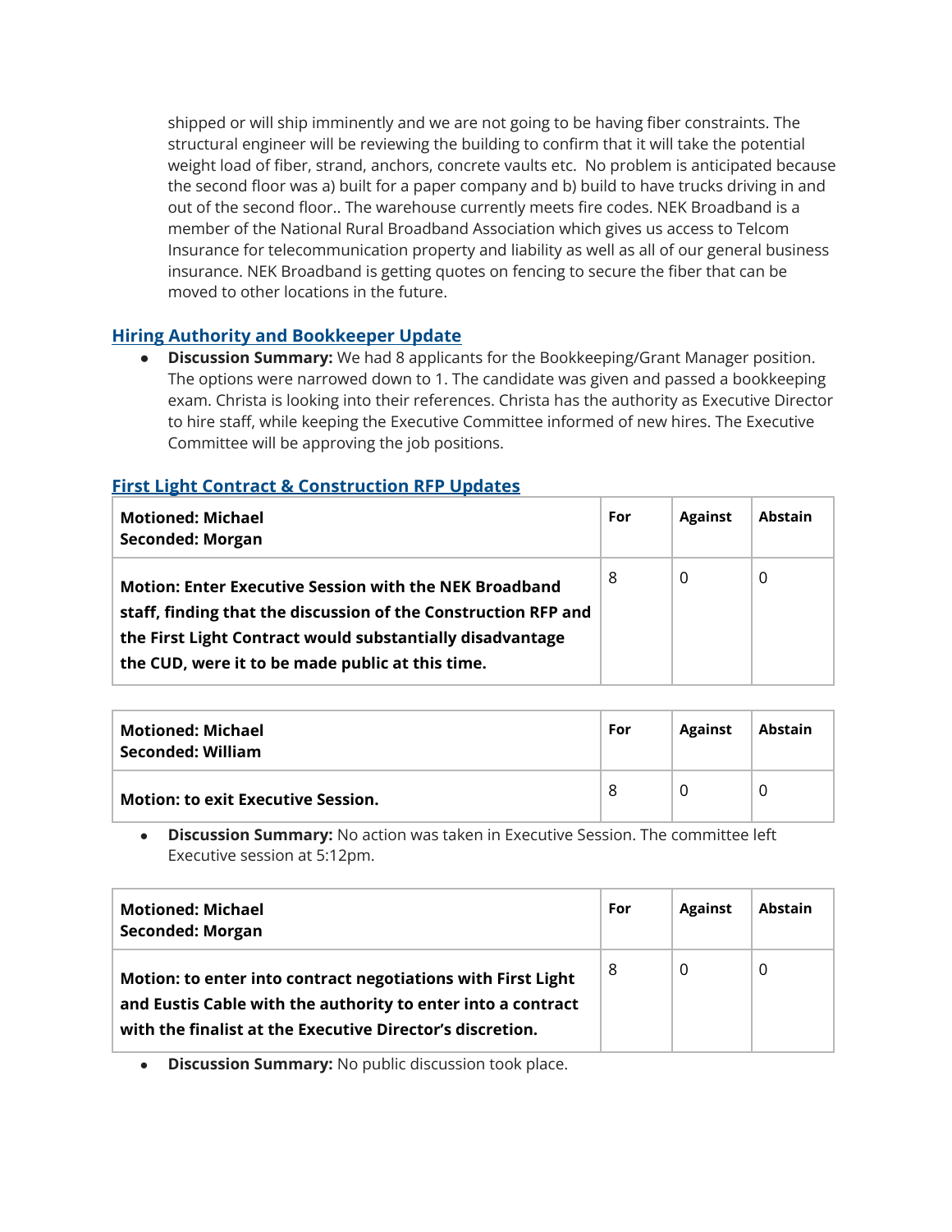shipped or will ship imminently and we are not going to be having fiber constraints. The structural engineer will be reviewing the building to confirm that it will take the potential weight load of fiber, strand, anchors, concrete vaults etc. No problem is anticipated because the second floor was a) built for a paper company and b) build to have trucks driving in and out of the second floor.. The warehouse currently meets fire codes. NEK Broadband is a member of the National Rural Broadband Association which gives us access to Telcom Insurance for telecommunication property and liability as well as all of our general business insurance. NEK Broadband is getting quotes on fencing to secure the fiber that can be moved to other locations in the future.

## Hiring Authority and Bookkeeper Update

- **Discussion Summary:** We had 8 applicants for the Bookkeeping/Grant Manager position. The options were narrowed down to 1. The candidate was given and passed a bookkeeping exam. Christa is looking into their references. Christa has the authority as Executive Director to hire staff, while keeping the Executive Committee informed of new hires. The Executive Committee will be approving the job positions.

## First Light Contract & Construction RFP Updates

| **Motioned: Michael**<br>**Seconded: Morgan** | **For** | **Against** | **Abstain** |
|---|---|---|---|
| **Motion: Enter Executive Session with the NEK Broadband staff, finding that the discussion of the Construction RFP and the First Light Contract would substantially disadvantage the CUD, were it to be made public at this time.** | 8 | 0 | 0 |

| **Motioned: Michael**<br>**Seconded: William** | **For** | **Against** | **Abstain** |
|---|---|---|---|
| **Motion: to exit Executive Session.** | 8 | 0 | 0 |

- **Discussion Summary:** No action was taken in Executive Session. The committee left Executive session at 5:12pm.

| **Motioned: Michael**<br>**Seconded: Morgan** | **For** | **Against** | **Abstain** |
|---|---|---|---|
| **Motion: to enter into contract negotiations with First Light and Eustis Cable with the authority to enter into a contract with the finalist at the Executive Director's discretion.** | 8 | 0 | 0 |

- **Discussion Summary:** No public discussion took place.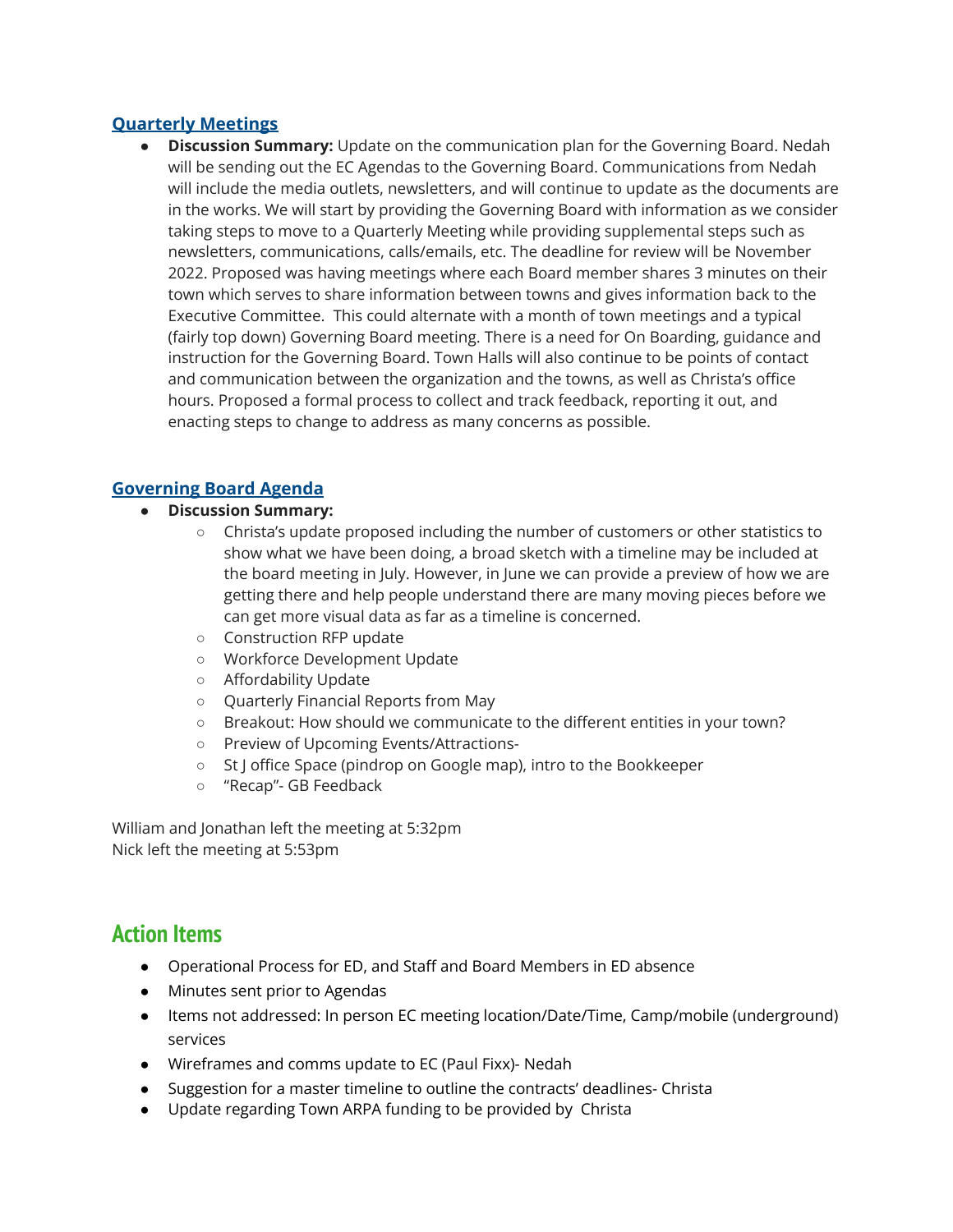## [Quarterly Meetings]

- **Discussion Summary:** Update on the communication plan for the Governing Board. Nedah will be sending out the EC Agendas to the Governing Board. Communications from Nedah will include the media outlets, newsletters, and will continue to update as the documents are in the works. We will start by providing the Governing Board with information as we consider taking steps to move to a Quarterly Meeting while providing supplemental steps such as newsletters, communications, calls/emails, etc. The deadline for review will be November 2022. Proposed was having meetings where each Board member shares 3 minutes on their town which serves to share information between towns and gives information back to the Executive Committee. This could alternate with a month of town meetings and a typical (fairly top down) Governing Board meeting. There is a need for On Boarding, guidance and instruction for the Governing Board. Town Halls will also continue to be points of contact and communication between the organization and the towns, as well as Christa's office hours. Proposed a formal process to collect and track feedback, reporting it out, and enacting steps to change to address as many concerns as possible.

## [Governing Board Agenda]

- **Discussion Summary:**
  - Christa's update proposed including the number of customers or other statistics to show what we have been doing, a broad sketch with a timeline may be included at the board meeting in July. However, in June we can provide a preview of how we are getting there and help people understand there are many moving pieces before we can get more visual data as far as a timeline is concerned.
  - Construction RFP update
  - Workforce Development Update
  - Affordability Update
  - Quarterly Financial Reports from May
  - Breakout: How should we communicate to the different entities in your town?
  - Preview of Upcoming Events/Attractions-
  - St J office Space (pindrop on Google map), intro to the Bookkeeper
  - "Recap"- GB Feedback

William and Jonathan left the meeting at 5:32pm
Nick left the meeting at 5:53pm

# Action Items

- Operational Process for ED, and Staff and Board Members in ED absence
- Minutes sent prior to Agendas
- Items not addressed: In person EC meeting location/Date/Time, Camp/mobile (underground) services
- Wireframes and comms update to EC (Paul Fixx)- Nedah
- Suggestion for a master timeline to outline the contracts' deadlines- Christa
- Update regarding Town ARPA funding to be provided by Christa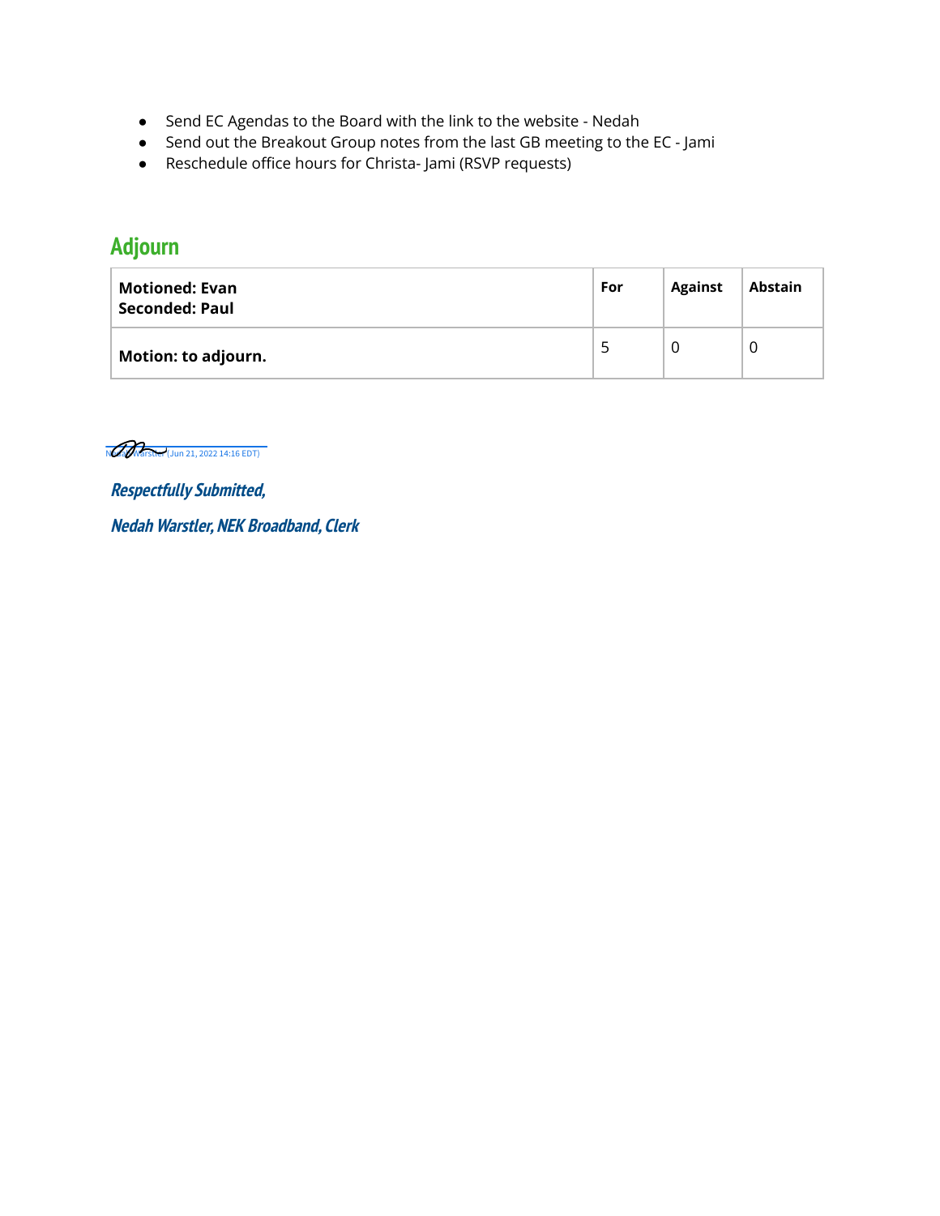- Send EC Agendas to the Board with the link to the website - Nedah
- Send out the Breakout Group notes from the last GB meeting to the EC - Jami
- Reschedule office hours for Christa- Jami (RSVP requests)

## Adjourn

| **Motioned: Evan**<br>**Seconded: Paul** | **For** | **Against** | **Abstain** |
|---|---|---|---|
| **Motion: to adjourn.** | 5 | 0 | 0 |

Nedah Warstler (Jun 21, 2022 14:16 EDT)

***Respectfully Submitted,***

***Nedah Warstler, NEK Broadband, Clerk***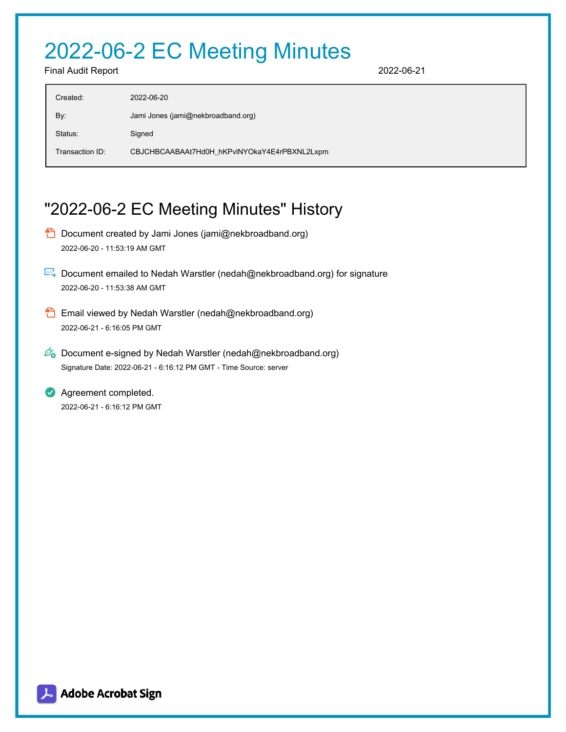# 2022-06-2 EC Meeting Minutes

Final Audit Report 2022-06-21

| | |
|---|---|
| Created: | 2022-06-20 |
| By: | Jami Jones (jami@nekbroadband.org) |
| Status: | Signed |
| Transaction ID: | CBJCHBCAABAAt7Hd0H_hKPvlNYOkaY4E4rPBXNL2Lxpm |

## "2022-06-2 EC Meeting Minutes" History

- Document created by Jami Jones (jami@nekbroadband.org)
  2022-06-20 - 11:53:19 AM GMT

- Document emailed to Nedah Warstler (nedah@nekbroadband.org) for signature
  2022-06-20 - 11:53:38 AM GMT

- Email viewed by Nedah Warstler (nedah@nekbroadband.org)
  2022-06-21 - 6:16:05 PM GMT

- Document e-signed by Nedah Warstler (nedah@nekbroadband.org)
  Signature Date: 2022-06-21 - 6:16:12 PM GMT - Time Source: server

- Agreement completed.
  2022-06-21 - 6:16:12 PM GMT

Adobe Acrobat Sign